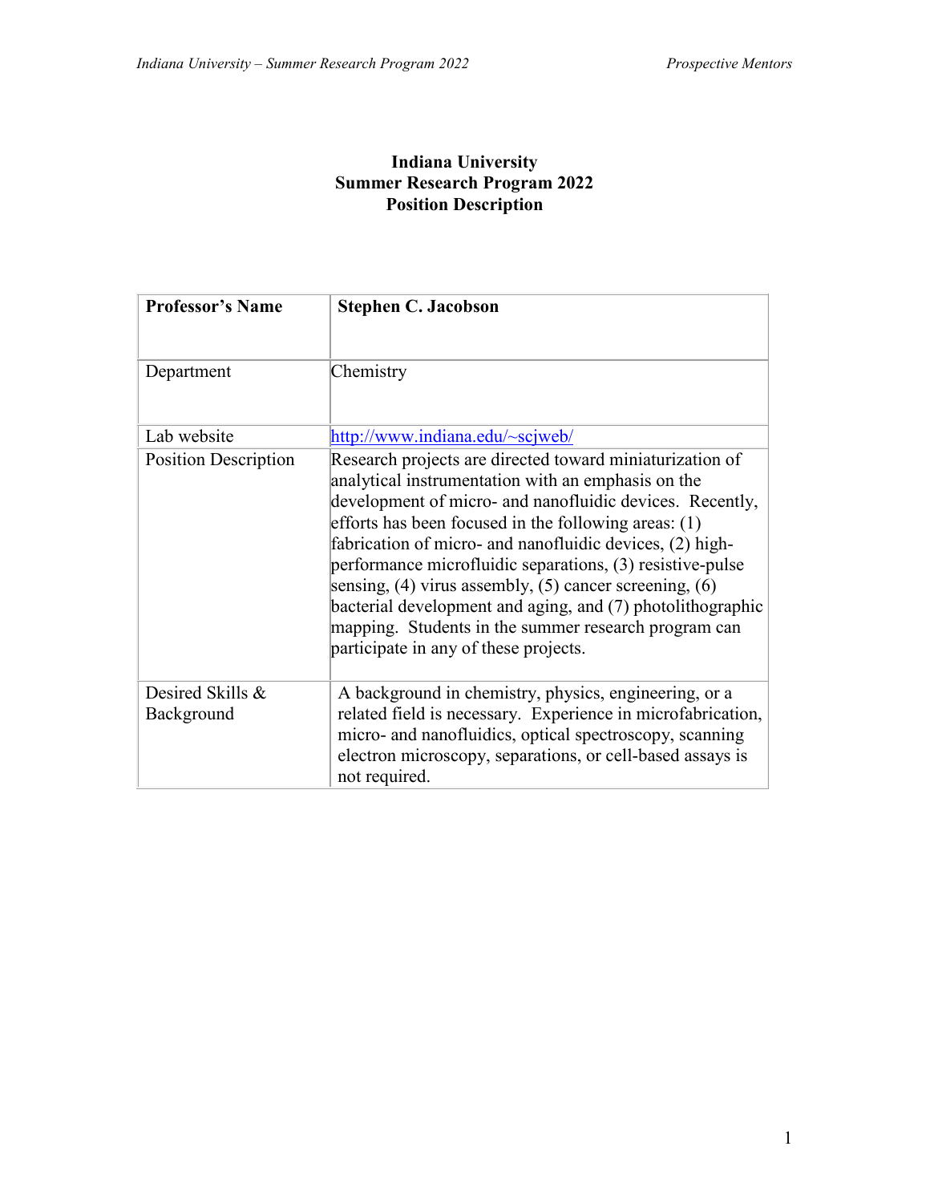# Indiana University
## Summer Research Program 2022
## Position Description

| **Professor's Name** | **Stephen C. Jacobson** |
|---|---|
| Department | Chemistry |
| Lab website | http://www.indiana.edu/~scjweb/ |
| Position Description | Research projects are directed toward miniaturization of analytical instrumentation with an emphasis on the development of micro- and nanofluidic devices. Recently, efforts has been focused in the following areas: (1) fabrication of micro- and nanofluidic devices, (2) high-performance microfluidic separations, (3) resistive-pulse sensing, (4) virus assembly, (5) cancer screening, (6) bacterial development and aging, and (7) photolithographic mapping. Students in the summer research program can participate in any of these projects. |
| Desired Skills & Background | A background in chemistry, physics, engineering, or a related field is necessary. Experience in microfabrication, micro- and nanofluidics, optical spectroscopy, scanning electron microscopy, separations, or cell-based assays is not required. |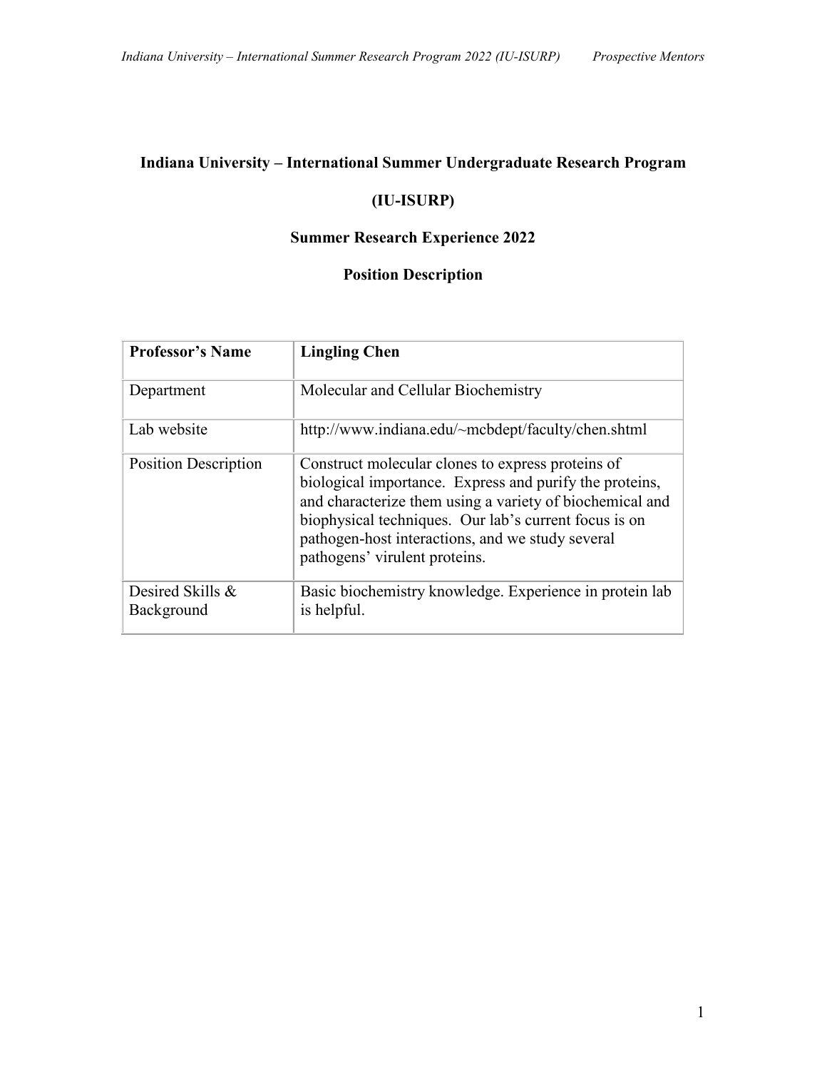**Indiana University – International Summer Undergraduate Research Program**

**(IU-ISURP)**

**Summer Research Experience 2022**

**Position Description**

| **Professor's Name** | **Lingling Chen** |
| --- | --- |
| Department | Molecular and Cellular Biochemistry |
| Lab website | http://www.indiana.edu/~mcbdept/faculty/chen.shtml |
| Position Description | Construct molecular clones to express proteins of biological importance. Express and purify the proteins, and characterize them using a variety of biochemical and biophysical techniques. Our lab's current focus is on pathogen-host interactions, and we study several pathogens' virulent proteins. |
| Desired Skills & Background | Basic biochemistry knowledge. Experience in protein lab is helpful. |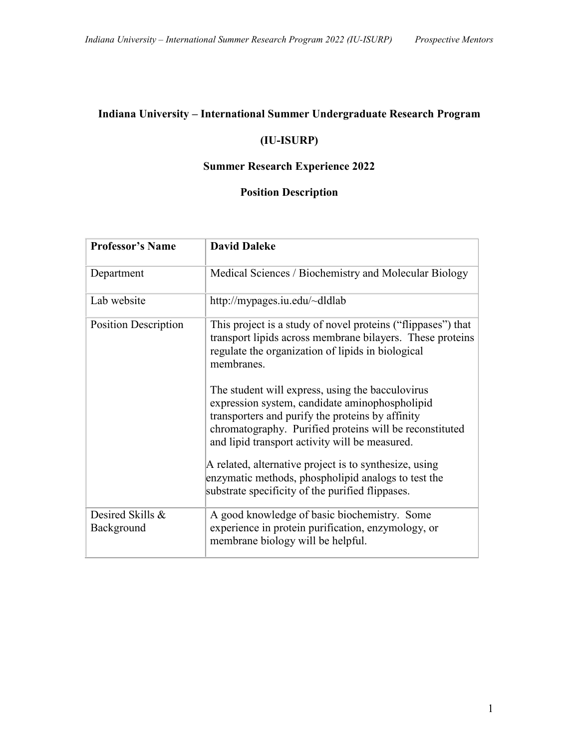**Indiana University – International Summer Undergraduate Research Program**

**(IU-ISURP)**

**Summer Research Experience 2022**

**Position Description**

| **Professor's Name** | **David Daleke** |
| --- | --- |
| Department | Medical Sciences / Biochemistry and Molecular Biology |
| Lab website | http://mypages.iu.edu/~dldlab |
| Position Description | This project is a study of novel proteins ("flippases") that transport lipids across membrane bilayers. These proteins regulate the organization of lipids in biological membranes.<br><br>The student will express, using the bacculovirus expression system, candidate aminophospholipid transporters and purify the proteins by affinity chromatography. Purified proteins will be reconstituted and lipid transport activity will be measured.<br><br>A related, alternative project is to synthesize, using enzymatic methods, phospholipid analogs to test the substrate specificity of the purified flippases. |
| Desired Skills & Background | A good knowledge of basic biochemistry. Some experience in protein purification, enzymology, or membrane biology will be helpful. |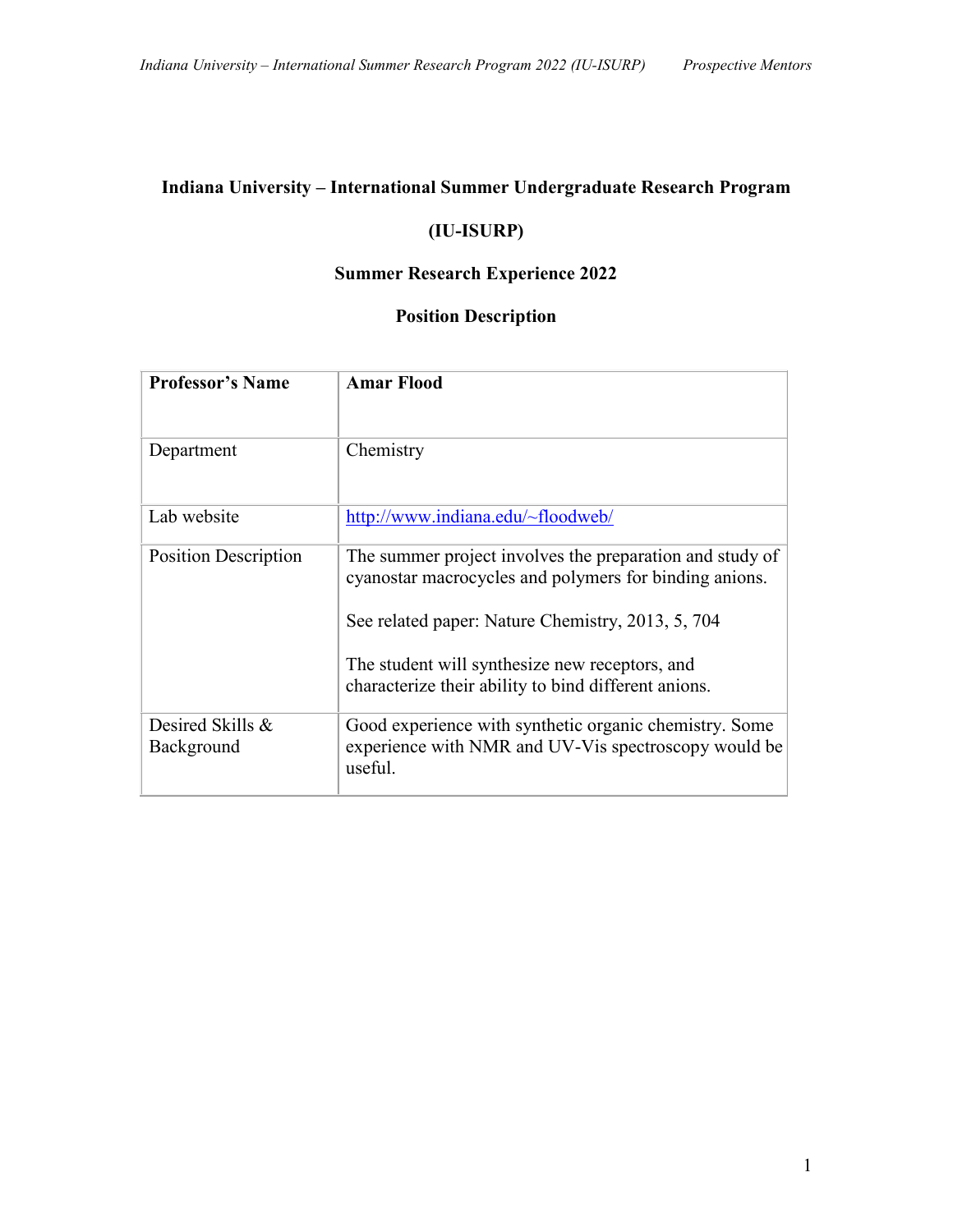**Indiana University – International Summer Undergraduate Research Program**

**(IU-ISURP)**

**Summer Research Experience 2022**

**Position Description**

| **Professor's Name** | **Amar Flood** |
|---|---|
| Department | Chemistry |
| Lab website | [http://www.indiana.edu/~floodweb/](http://www.indiana.edu/~floodweb/) |
| Position Description | The summer project involves the preparation and study of cyanostar macrocycles and polymers for binding anions.<br><br>See related paper: Nature Chemistry, 2013, 5, 704<br><br>The student will synthesize new receptors, and characterize their ability to bind different anions. |
| Desired Skills & Background | Good experience with synthetic organic chemistry. Some experience with NMR and UV-Vis spectroscopy would be useful. |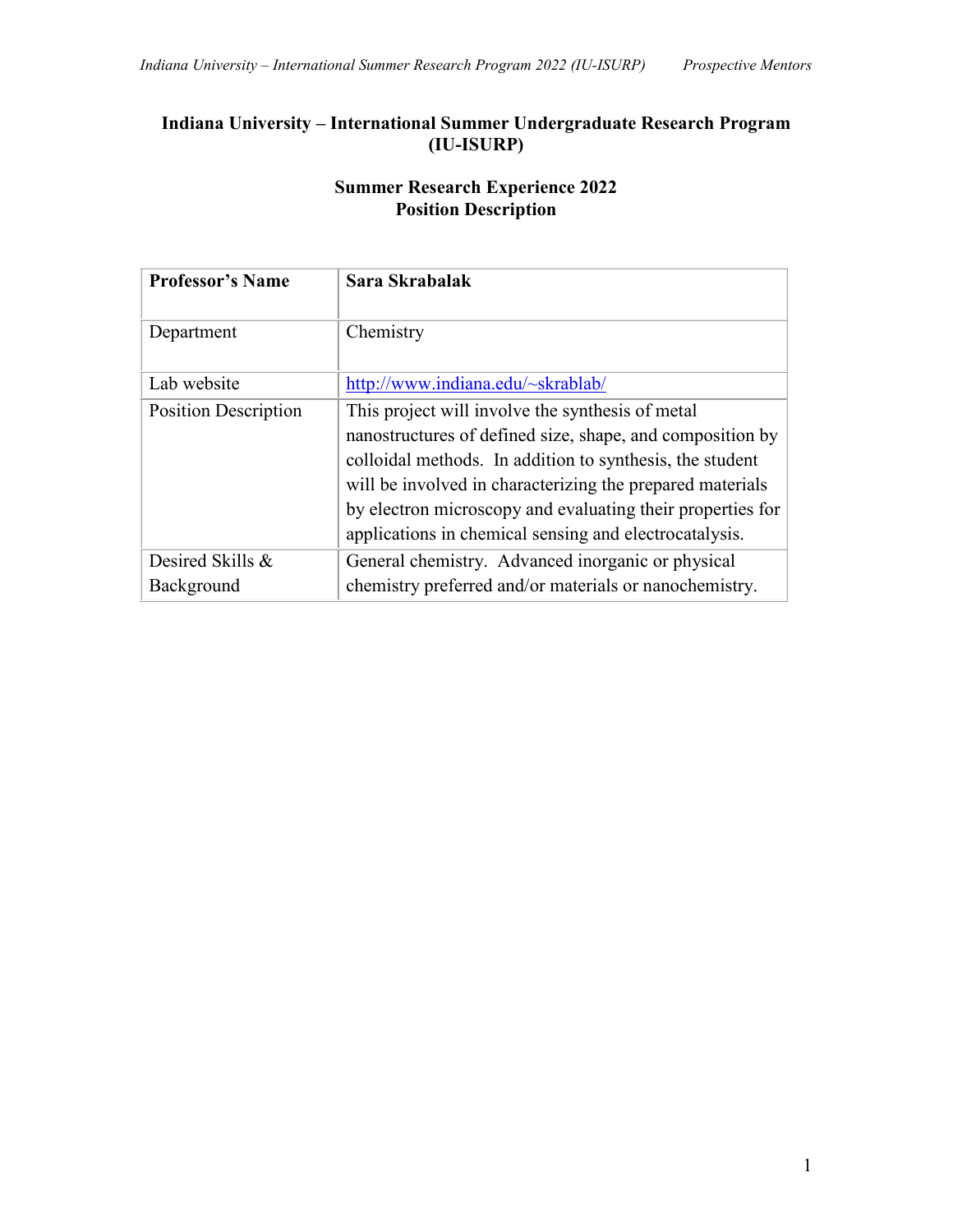**Indiana University – International Summer Undergraduate Research Program (IU-ISURP)**

**Summer Research Experience 2022**
**Position Description**

| **Professor's Name** | **Sara Skrabalak** |
| --- | --- |
| Department | Chemistry |
| Lab website | [http://www.indiana.edu/~skrablab/](http://www.indiana.edu/~skrablab/) |
| Position Description | This project will involve the synthesis of metal nanostructures of defined size, shape, and composition by colloidal methods. In addition to synthesis, the student will be involved in characterizing the prepared materials by electron microscopy and evaluating their properties for applications in chemical sensing and electrocatalysis. |
| Desired Skills & Background | General chemistry. Advanced inorganic or physical chemistry preferred and/or materials or nanochemistry. |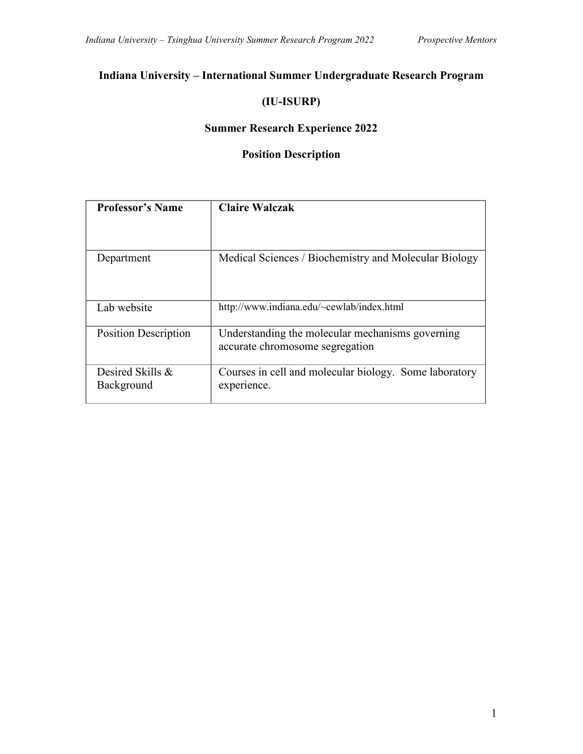**Indiana University – International Summer Undergraduate Research Program**

**(IU-ISURP)**

**Summer Research Experience 2022**

**Position Description**

| **Professor's Name** | **Claire Walczak** |
|---|---|
| Department | Medical Sciences / Biochemistry and Molecular Biology |
| Lab website | http://www.indiana.edu/~cewlab/index.html |
| Position Description | Understanding the molecular mechanisms governing accurate chromosome segregation |
| Desired Skills & Background | Courses in cell and molecular biology. Some laboratory experience. |